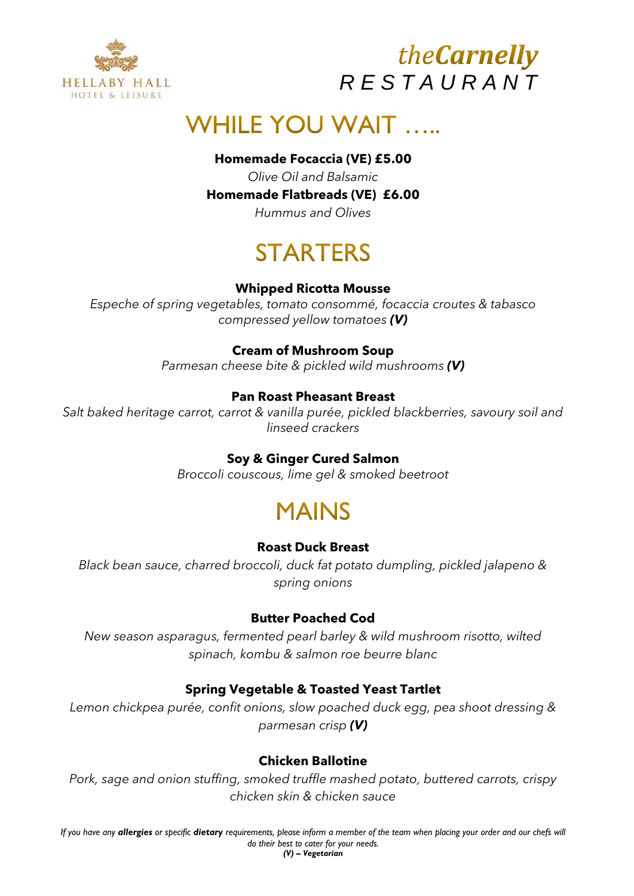HELLABY HALL
HOTEL & LEISURE

theCarnelly
RESTAURANT

# WHILE YOU WAIT …..

**Homemade Focaccia (VE) £5.00**

*Olive Oil and Balsamic*

**Homemade Flatbreads (VE) £6.00**

*Hummus and Olives*

# STARTERS

**Whipped Ricotta Mousse**

*Espeche of spring vegetables, tomato consommé, focaccia croutes & tabasco compressed yellow tomatoes* ***(V)***

**Cream of Mushroom Soup**

*Parmesan cheese bite & pickled wild mushrooms* ***(V)***

**Pan Roast Pheasant Breast**

*Salt baked heritage carrot, carrot & vanilla purée, pickled blackberries, savoury soil and linseed crackers*

**Soy & Ginger Cured Salmon**

*Broccoli couscous, lime gel & smoked beetroot*

# MAINS

**Roast Duck Breast**

*Black bean sauce, charred broccoli, duck fat potato dumpling, pickled jalapeno & spring onions*

**Butter Poached Cod**

*New season asparagus, fermented pearl barley & wild mushroom risotto, wilted spinach, kombu & salmon roe beurre blanc*

**Spring Vegetable & Toasted Yeast Tartlet**

*Lemon chickpea purée, confit onions, slow poached duck egg, pea shoot dressing & parmesan crisp* ***(V)***

**Chicken Ballotine**

*Pork, sage and onion stuffing, smoked truffle mashed potato, buttered carrots, crispy chicken skin & chicken sauce*

*If you have any* ***allergies*** *or specific* ***dietary*** *requirements, please inform a member of the team when placing your order and our chefs will do their best to cater for your needs.*

***(V) – Vegetarian***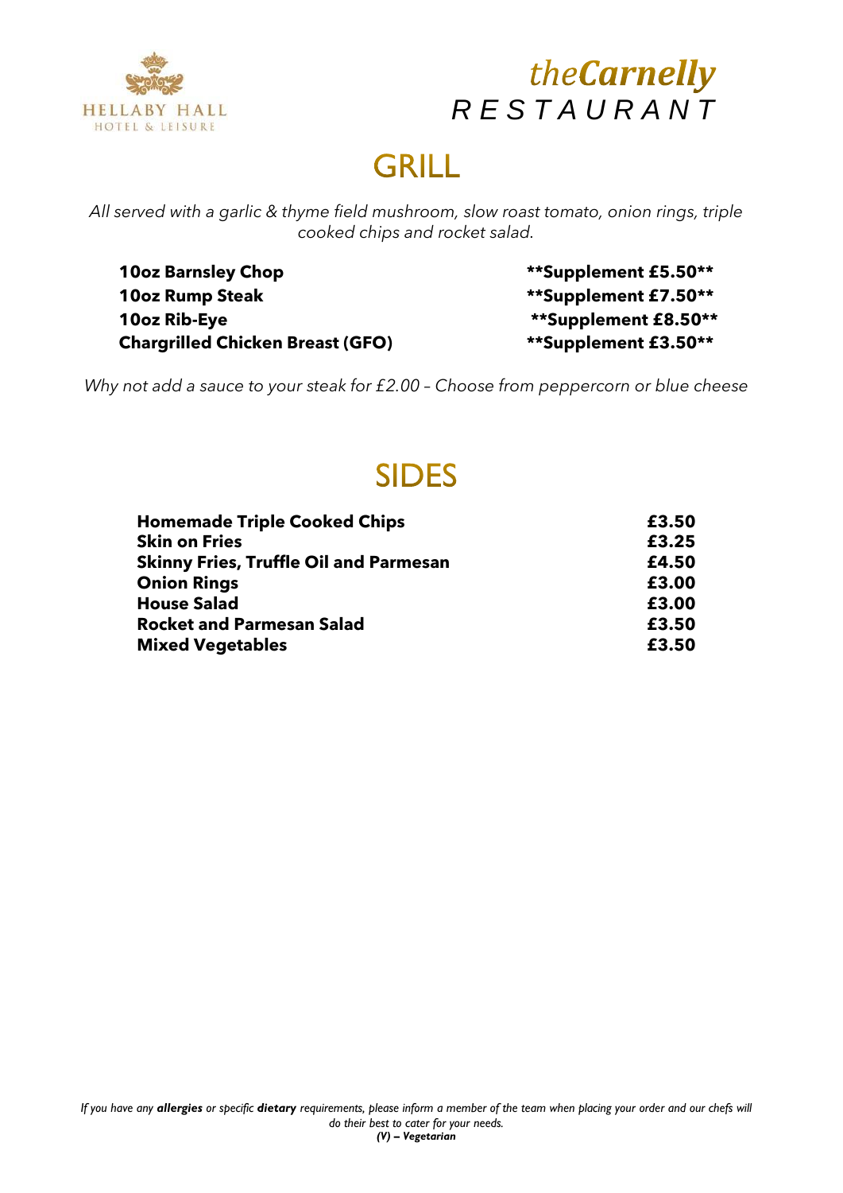HELLABY HALL
HOTEL & LEISURE

*the***Carnelly**
RESTAURANT

# GRILL

*All served with a garlic & thyme field mushroom, slow roast tomato, onion rings, triple cooked chips and rocket salad.*

| | |
|---|---|
| **10oz Barnsley Chop** | **\*\*Supplement £5.50\*\*** |
| **10oz Rump Steak** | **\*\*Supplement £7.50\*\*** |
| **10oz Rib-Eye** | **\*\*Supplement £8.50\*\*** |
| **Chargrilled Chicken Breast (GFO)** | **\*\*Supplement £3.50\*\*** |

*Why not add a sauce to your steak for £2.00 – Choose from peppercorn or blue cheese*

# SIDES

| | |
|---|---|
| **Homemade Triple Cooked Chips** | **£3.50** |
| **Skin on Fries** | **£3.25** |
| **Skinny Fries, Truffle Oil and Parmesan** | **£4.50** |
| **Onion Rings** | **£3.00** |
| **House Salad** | **£3.00** |
| **Rocket and Parmesan Salad** | **£3.50** |
| **Mixed Vegetables** | **£3.50** |

*If you have any **allergies** or specific **dietary** requirements, please inform a member of the team when placing your order and our chefs will do their best to cater for your needs.*
***(V) – Vegetarian***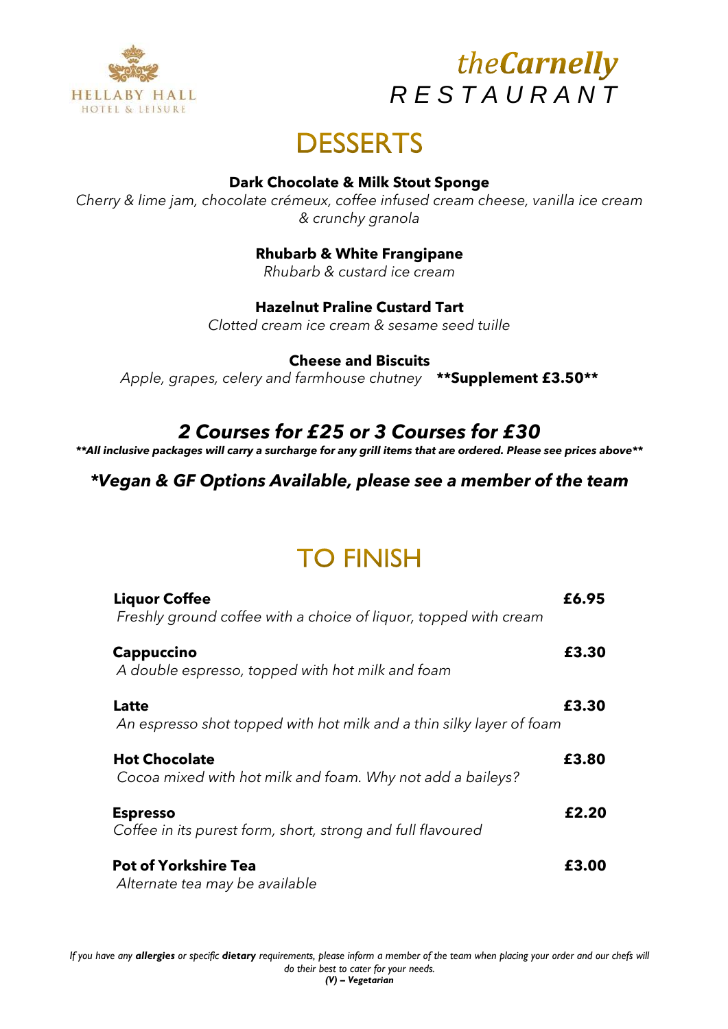HELLABY HALL
HOTEL & LEISURE

*theCarnelly*
RESTAURANT

# DESSERTS

**Dark Chocolate & Milk Stout Sponge**
*Cherry & lime jam, chocolate crémeux, coffee infused cream cheese, vanilla ice cream & crunchy granola*

**Rhubarb & White Frangipane**
*Rhubarb & custard ice cream*

**Hazelnut Praline Custard Tart**
*Clotted cream ice cream & sesame seed tuille*

**Cheese and Biscuits**
*Apple, grapes, celery and farmhouse chutney* **Supplement £3.50**

## *2 Courses for £25 or 3 Courses for £30*

***All inclusive packages will carry a surcharge for any grill items that are ordered. Please see prices above***

***Vegan & GF Options Available, please see a member of the team***

# TO FINISH

| | |
|---|---|
| **Liquor Coffee**<br>*Freshly ground coffee with a choice of liquor, topped with cream* | **£6.95** |
| **Cappuccino**<br>*A double espresso, topped with hot milk and foam* | **£3.30** |
| **Latte**<br>*An espresso shot topped with hot milk and a thin silky layer of foam* | **£3.30** |
| **Hot Chocolate**<br>*Cocoa mixed with hot milk and foam. Why not add a baileys?* | **£3.80** |
| **Espresso**<br>*Coffee in its purest form, short, strong and full flavoured* | **£2.20** |
| **Pot of Yorkshire Tea**<br>*Alternate tea may be available* | **£3.00** |

*If you have any* ***allergies*** *or specific* ***dietary*** *requirements, please inform a member of the team when placing your order and our chefs will do their best to cater for your needs.*
***(V) – Vegetarian***